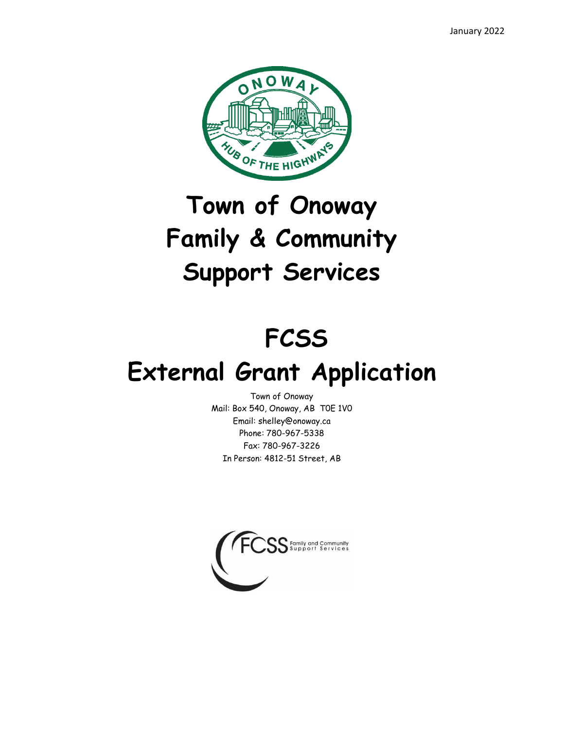January 2022

# Town of Onoway Family & Community Support Services

# FCSS External Grant Application

Town of Onoway
Mail: Box 540, Onoway, AB T0E 1V0
Email: shelley@onoway.ca
Phone: 780-967-5338
Fax: 780-967-3226
In Person: 4812-51 Street, AB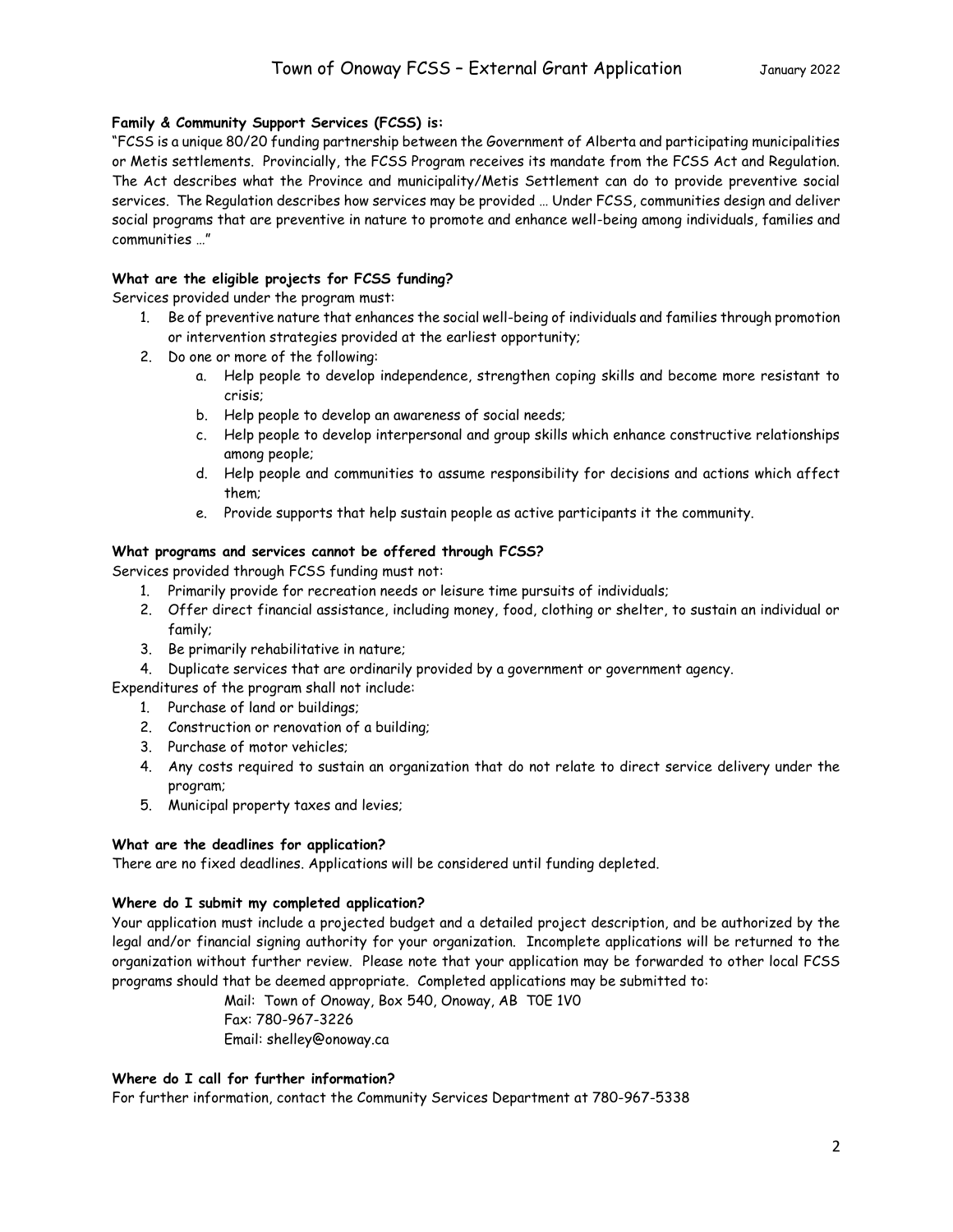**Family & Community Support Services (FCSS) is:**

"FCSS is a unique 80/20 funding partnership between the Government of Alberta and participating municipalities or Metis settlements. Provincially, the FCSS Program receives its mandate from the FCSS Act and Regulation. The Act describes what the Province and municipality/Metis Settlement can do to provide preventive social services. The Regulation describes how services may be provided … Under FCSS, communities design and deliver social programs that are preventive in nature to promote and enhance well-being among individuals, families and communities …"

**What are the eligible projects for FCSS funding?**

Services provided under the program must:

1. Be of preventive nature that enhances the social well-being of individuals and families through promotion or intervention strategies provided at the earliest opportunity;
2. Do one or more of the following:
   a. Help people to develop independence, strengthen coping skills and become more resistant to crisis;
   b. Help people to develop an awareness of social needs;
   c. Help people to develop interpersonal and group skills which enhance constructive relationships among people;
   d. Help people and communities to assume responsibility for decisions and actions which affect them;
   e. Provide supports that help sustain people as active participants it the community.

**What programs and services cannot be offered through FCSS?**

Services provided through FCSS funding must not:

1. Primarily provide for recreation needs or leisure time pursuits of individuals;
2. Offer direct financial assistance, including money, food, clothing or shelter, to sustain an individual or family;
3. Be primarily rehabilitative in nature;
4. Duplicate services that are ordinarily provided by a government or government agency.

Expenditures of the program shall not include:

1. Purchase of land or buildings;
2. Construction or renovation of a building;
3. Purchase of motor vehicles;
4. Any costs required to sustain an organization that do not relate to direct service delivery under the program;
5. Municipal property taxes and levies;

**What are the deadlines for application?**

There are no fixed deadlines. Applications will be considered until funding depleted.

**Where do I submit my completed application?**

Your application must include a projected budget and a detailed project description, and be authorized by the legal and/or financial signing authority for your organization. Incomplete applications will be returned to the organization without further review. Please note that your application may be forwarded to other local FCSS programs should that be deemed appropriate. Completed applications may be submitted to:

Mail: Town of Onoway, Box 540, Onoway, AB T0E 1V0
Fax: 780-967-3226
Email: shelley@onoway.ca

**Where do I call for further information?**

For further information, contact the Community Services Department at 780-967-5338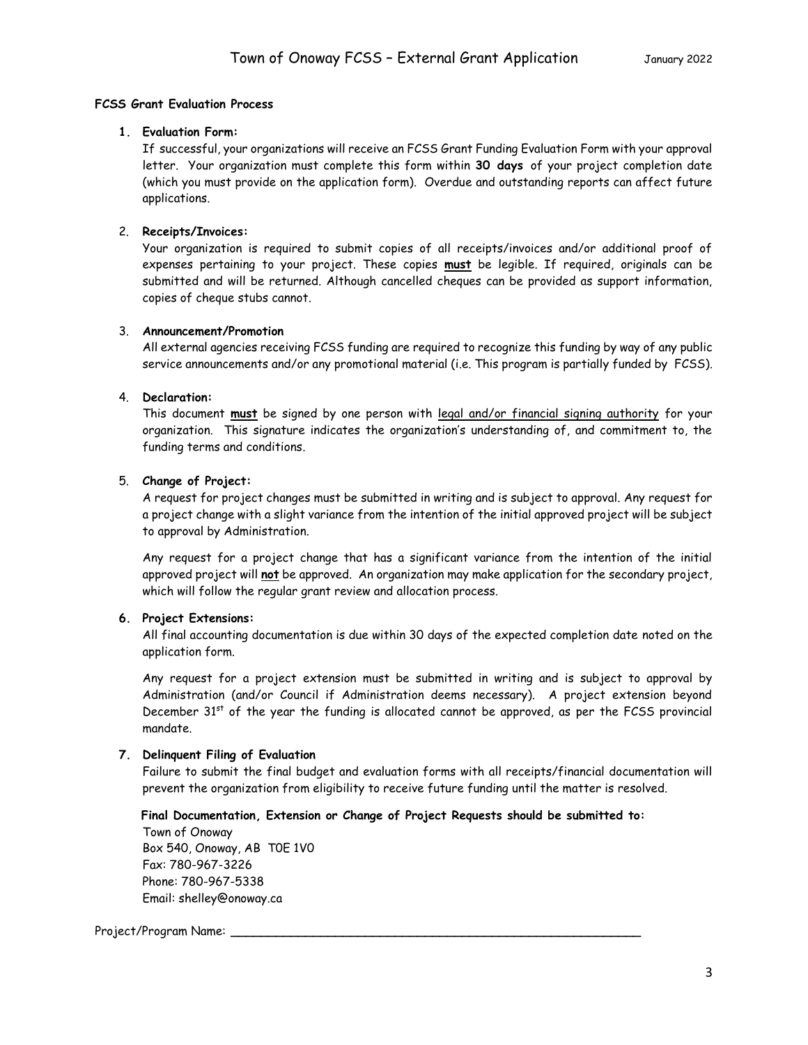**FCSS Grant Evaluation Process**

1. **Evaluation Form:**
   If successful, your organizations will receive an FCSS Grant Funding Evaluation Form with your approval letter. Your organization must complete this form within **30 days** of your project completion date (which you must provide on the application form). Overdue and outstanding reports can affect future applications.

2. **Receipts/Invoices:**
   Your organization is required to submit copies of all receipts/invoices and/or additional proof of expenses pertaining to your project. These copies **must** be legible. If required, originals can be submitted and will be returned. Although cancelled cheques can be provided as support information, copies of cheque stubs cannot.

3. **Announcement/Promotion**
   All external agencies receiving FCSS funding are required to recognize this funding by way of any public service announcements and/or any promotional material (i.e. This program is partially funded by FCSS).

4. **Declaration:**
   This document **must** be signed by one person with legal and/or financial signing authority for your organization. This signature indicates the organization's understanding of, and commitment to, the funding terms and conditions.

5. **Change of Project:**
   A request for project changes must be submitted in writing and is subject to approval. Any request for a project change with a slight variance from the intention of the initial approved project will be subject to approval by Administration.

   Any request for a project change that has a significant variance from the intention of the initial approved project will **not** be approved. An organization may make application for the secondary project, which will follow the regular grant review and allocation process.

6. **Project Extensions:**
   All final accounting documentation is due within 30 days of the expected completion date noted on the application form.

   Any request for a project extension must be submitted in writing and is subject to approval by Administration (and/or Council if Administration deems necessary). A project extension beyond December 31st of the year the funding is allocated cannot be approved, as per the FCSS provincial mandate.

7. **Delinquent Filing of Evaluation**
   Failure to submit the final budget and evaluation forms with all receipts/financial documentation will prevent the organization from eligibility to receive future funding until the matter is resolved.

**Final Documentation, Extension or Change of Project Requests should be submitted to:**

Town of Onoway
Box 540, Onoway, AB T0E 1V0
Fax: 780-967-3226
Phone: 780-967-5338
Email: shelley@onoway.ca

Project/Program Name: ______________________________________________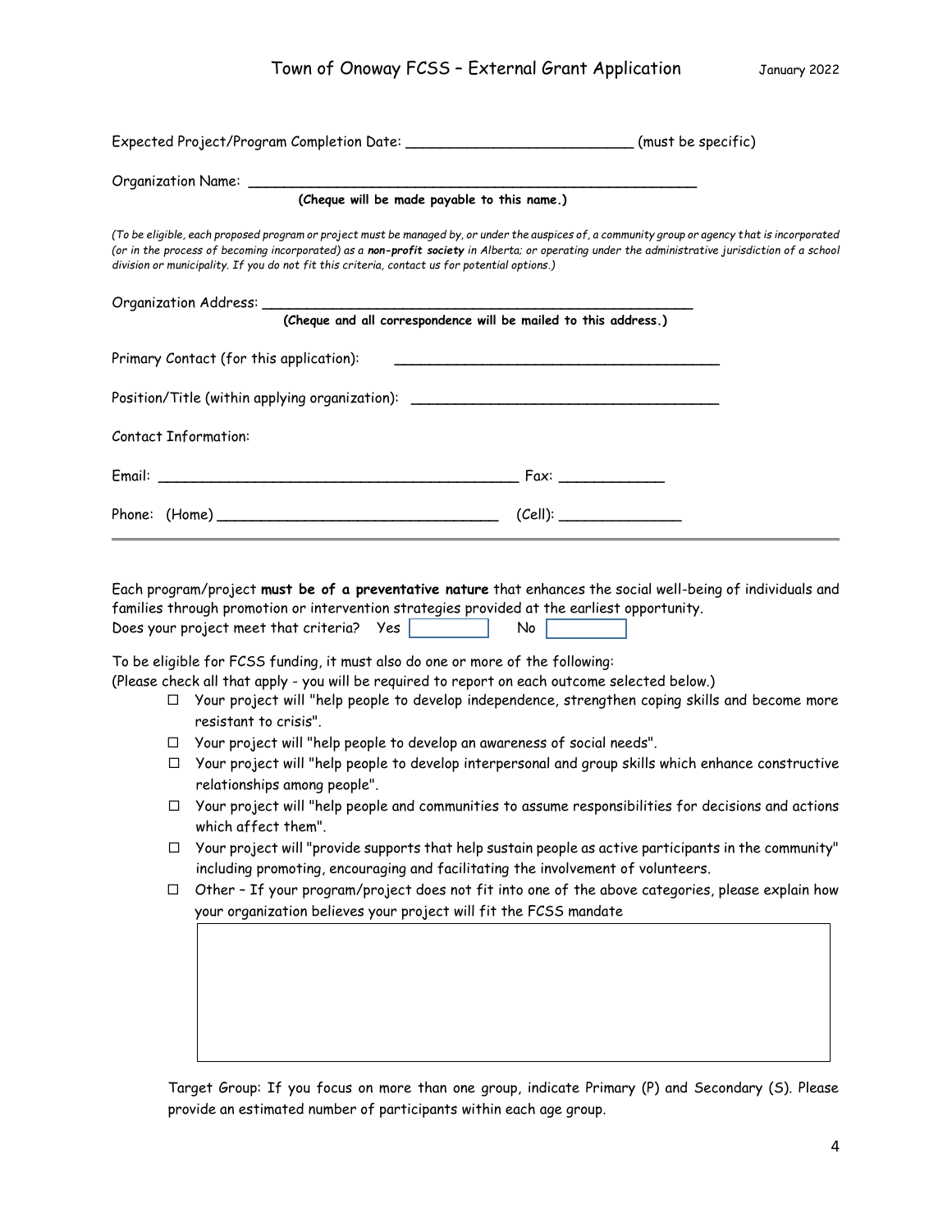Expected Project/Program Completion Date: __________________________ (must be specific)

Organization Name: ____________________________________________________

**(Cheque will be made payable to this name.)**

*(To be eligible, each proposed program or project must be managed by, or under the auspices of, a community group or agency that is incorporated (or in the process of becoming incorporated) as a **non-profit society** in Alberta; or operating under the administrative jurisdiction of a school division or municipality. If you do not fit this criteria, contact us for potential options.)*

Organization Address: __________________________________________________

**(Cheque and all correspondence will be mailed to this address.)**

Primary Contact (for this application): ______________________________________

Position/Title (within applying organization): __________________________________

Contact Information:

Email: ___________________________________________ Fax: ____________

Phone: (Home) ________________________________ (Cell): ______________

---

Each program/project **must be of a preventative nature** that enhances the social well-being of individuals and families through promotion or intervention strategies provided at the earliest opportunity.

Does your project meet that criteria? Yes [ ] No [ ]

To be eligible for FCSS funding, it must also do one or more of the following:

(Please check all that apply - you will be required to report on each outcome selected below.)

- ☐ Your project will "help people to develop independence, strengthen coping skills and become more resistant to crisis".
- ☐ Your project will "help people to develop an awareness of social needs".
- ☐ Your project will "help people to develop interpersonal and group skills which enhance constructive relationships among people".
- ☐ Your project will "help people and communities to assume responsibilities for decisions and actions which affect them".
- ☐ Your project will "provide supports that help sustain people as active participants in the community" including promoting, encouraging and facilitating the involvement of volunteers.
- ☐ Other – If your program/project does not fit into one of the above categories, please explain how your organization believes your project will fit the FCSS mandate

Target Group: If you focus on more than one group, indicate Primary (P) and Secondary (S). Please provide an estimated number of participants within each age group.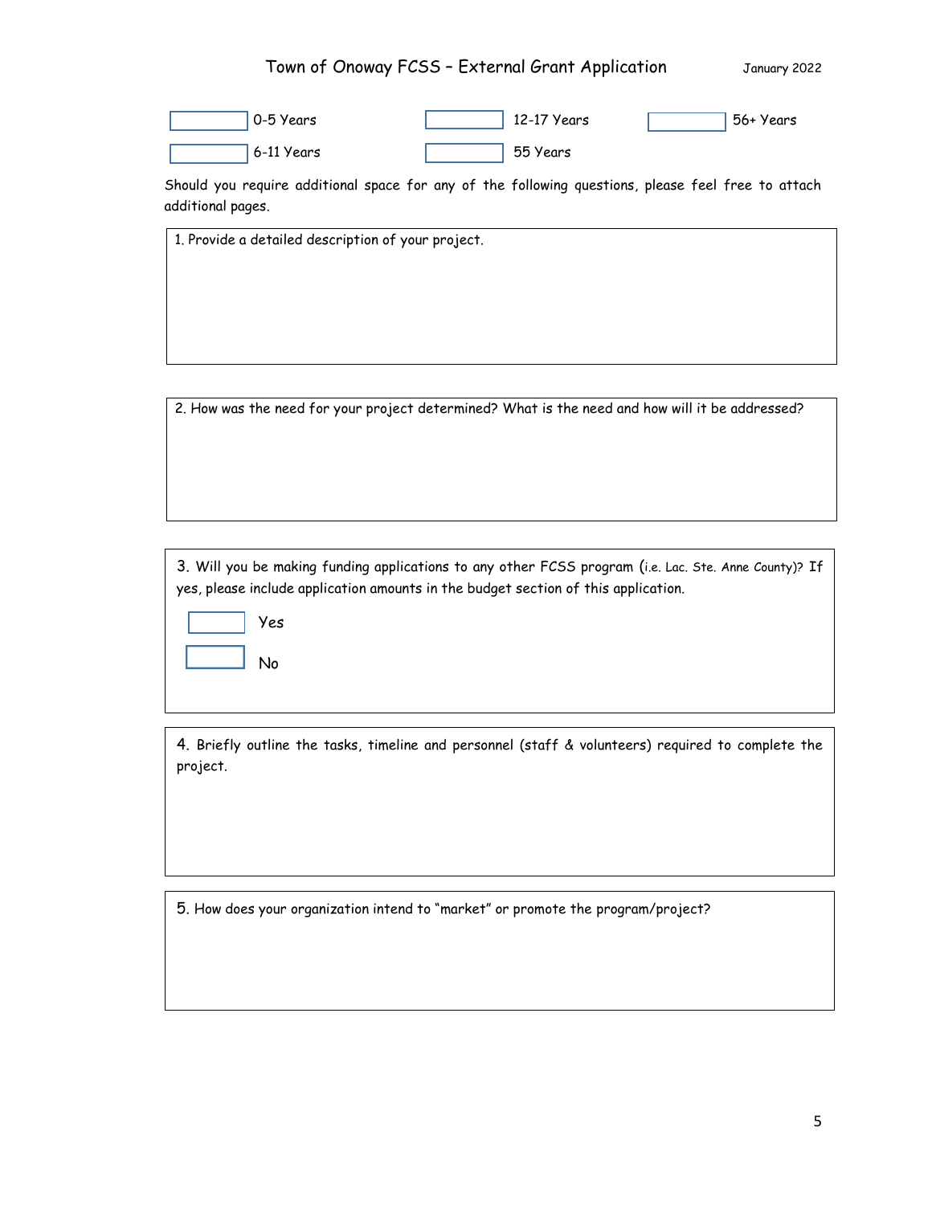| | | | | | |
|---|---|---|---|---|---|
| ☐ | 0-5 Years | ☐ | 12-17 Years | ☐ | 56+ Years |
| ☐ | 6-11 Years | ☐ | 55 Years | | |

Should you require additional space for any of the following questions, please feel free to attach additional pages.

1. Provide a detailed description of your project.

2. How was the need for your project determined? What is the need and how will it be addressed?

3. Will you be making funding applications to any other FCSS program (i.e. Lac. Ste. Anne County)? If yes, please include application amounts in the budget section of this application.

☐ Yes

☐ No

4. Briefly outline the tasks, timeline and personnel (staff & volunteers) required to complete the project.

5. How does your organization intend to "market" or promote the program/project?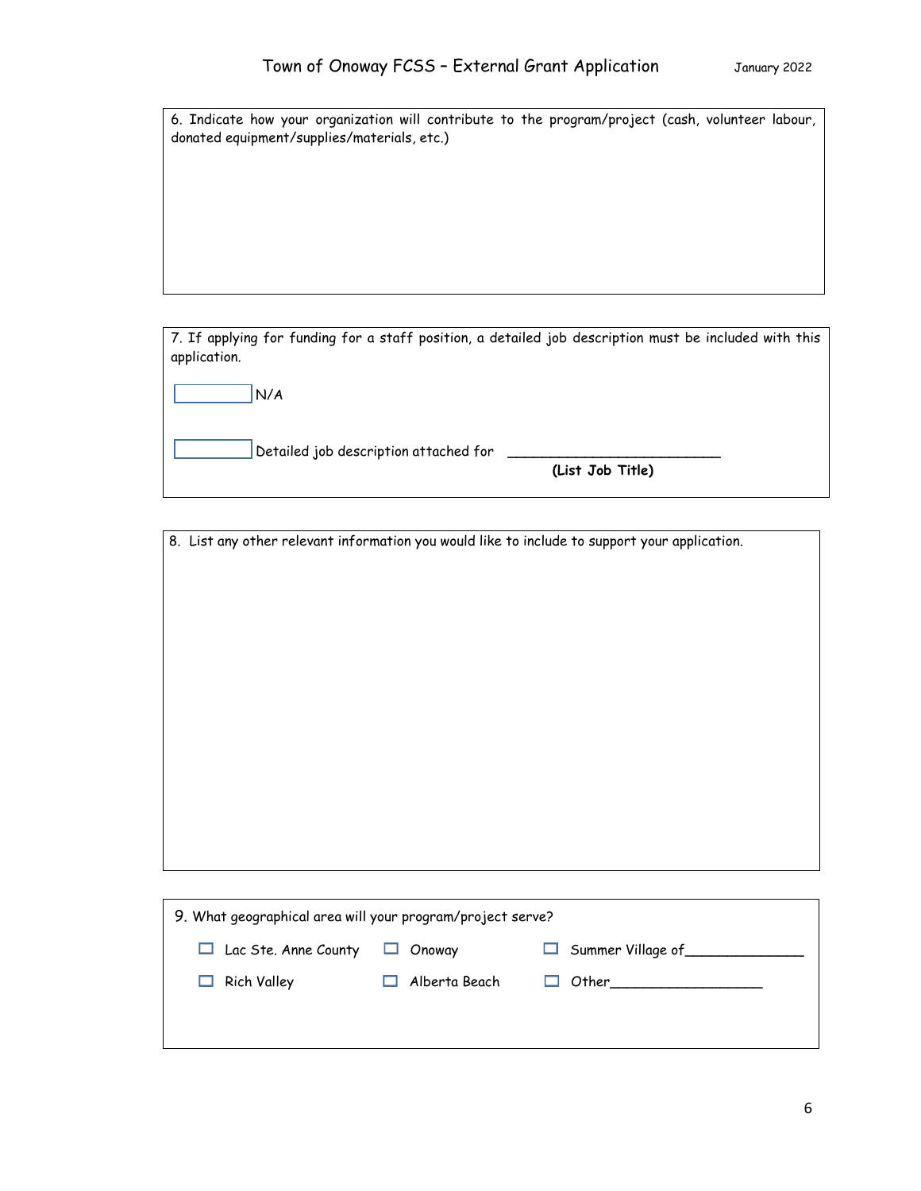6. Indicate how your organization will contribute to the program/project (cash, volunteer labour, donated equipment/supplies/materials, etc.)

7. If applying for funding for a staff position, a detailed job description must be included with this application.

☐ N/A

☐ Detailed job description attached for ________________________

**(List Job Title)**

8. List any other relevant information you would like to include to support your application.

9. What geographical area will your program/project serve?

☐ Lac Ste. Anne County ☐ Onoway ☐ Summer Village of_____________

☐ Rich Valley ☐ Alberta Beach ☐ Other_________________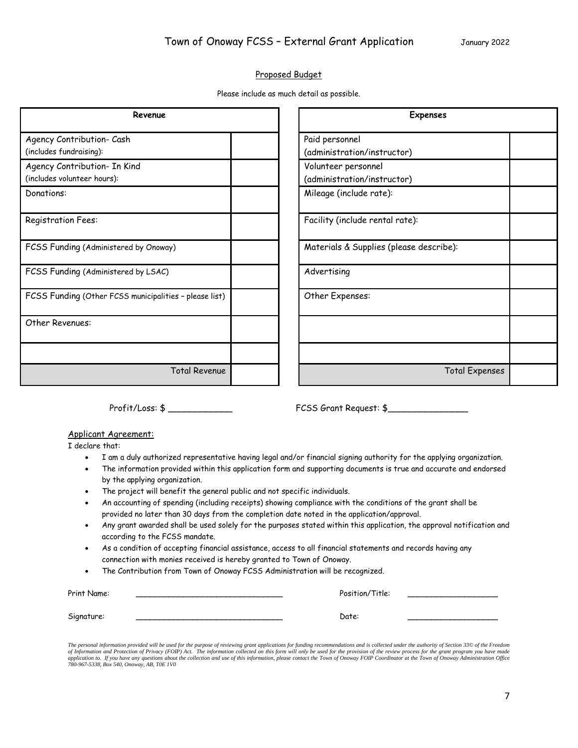## Proposed Budget

Please include as much detail as possible.

| Revenue | |
|---|---|
| Agency Contribution- Cash (includes fundraising): | |
| Agency Contribution- In Kind (includes volunteer hours): | |
| Donations: | |
| Registration Fees: | |
| FCSS Funding (Administered by Onoway) | |
| FCSS Funding (Administered by LSAC) | |
| FCSS Funding (Other FCSS municipalities – please list) | |
| Other Revenues: | |
| | |
| Total Revenue | |

| Expenses | |
|---|---|
| Paid personnel (administration/instructor) | |
| Volunteer personnel (administration/instructor) | |
| Mileage (include rate): | |
| Facility (include rental rate): | |
| Materials & Supplies (please describe): | |
| Advertising | |
| Other Expenses: | |
| | |
| | |
| Total Expenses | |

Profit/Loss: $ ____________ FCSS Grant Request: $_______________

Applicant Agreement:

I declare that:

- I am a duly authorized representative having legal and/or financial signing authority for the applying organization.
- The information provided within this application form and supporting documents is true and accurate and endorsed by the applying organization.
- The project will benefit the general public and not specific individuals.
- An accounting of spending (including receipts) showing compliance with the conditions of the grant shall be provided no later than 30 days from the completion date noted in the application/approval.
- Any grant awarded shall be used solely for the purposes stated within this application, the approval notification and according to the FCSS mandate.
- As a condition of accepting financial assistance, access to all financial statements and records having any connection with monies received is hereby granted to Town of Onoway.
- The Contribution from Town of Onoway FCSS Administration will be recognized.

Print Name: ______________________________ Position/Title: __________________

Signature: ______________________________ Date: __________________

*The personal information provided will be used for the purpose of reviewing grant applications for funding recommendations and is collected under the authority of Section 33© of the Freedom of Information and Protection of Privacy (FOIP) Act. The information collected on this form will only be used for the provision of the review process for the grant program you have made application to. If you have any questions about the collection and use of this information, please contact the Town of Onoway FOIP Coordinator at the Town of Onoway Administration Office 780-967-5338, Box 540, Onoway, AB, T0E 1V0*